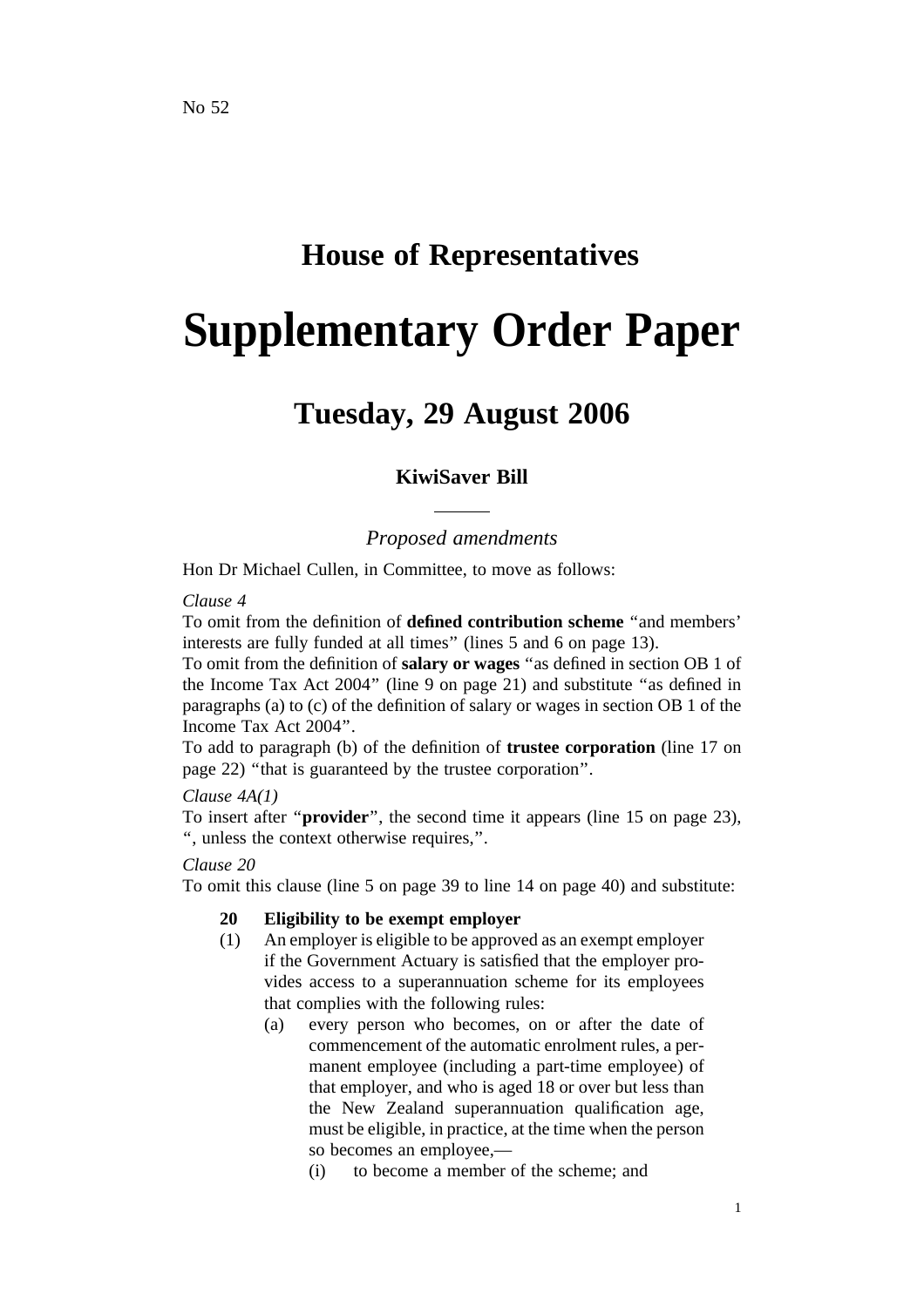No 52

# House of Representatives

# Supplementary Order Paper

## Tuesday, 29 August 2006

### KiwiSaver Bill

*Proposed amendments*

Hon Dr Michael Cullen, in Committee, to move as follows:

*Clause 4*

To omit from the definition of **defined contribution scheme** "and members' interests are fully funded at all times" (lines 5 and 6 on page 13).

To omit from the definition of **salary or wages** "as defined in section OB 1 of the Income Tax Act 2004" (line 9 on page 21) and substitute "as defined in paragraphs (a) to (c) of the definition of salary or wages in section OB 1 of the Income Tax Act 2004".

To add to paragraph (b) of the definition of **trustee corporation** (line 17 on page 22) "that is guaranteed by the trustee corporation".

*Clause 4A(1)*

To insert after "**provider**", the second time it appears (line 15 on page 23), ", unless the context otherwise requires,".

*Clause 20*

To omit this clause (line 5 on page 39 to line 14 on page 40) and substitute:

**20 Eligibility to be exempt employer**

(1) An employer is eligible to be approved as an exempt employer if the Government Actuary is satisfied that the employer provides access to a superannuation scheme for its employees that complies with the following rules:

(a) every person who becomes, on or after the date of commencement of the automatic enrolment rules, a permanent employee (including a part-time employee) of that employer, and who is aged 18 or over but less than the New Zealand superannuation qualification age, must be eligible, in practice, at the time when the person so becomes an employee,—

(i) to become a member of the scheme; and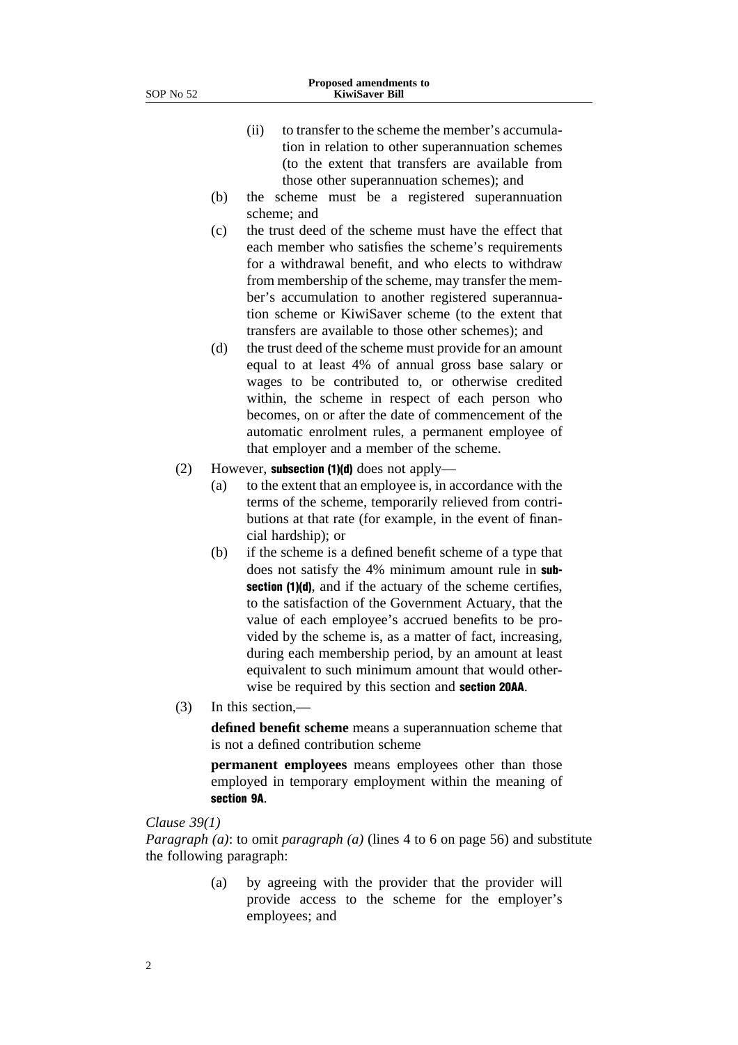(ii) to transfer to the scheme the member's accumulation in relation to other superannuation schemes (to the extent that transfers are available from those other superannuation schemes); and

(b) the scheme must be a registered superannuation scheme; and

(c) the trust deed of the scheme must have the effect that each member who satisfies the scheme's requirements for a withdrawal benefit, and who elects to withdraw from membership of the scheme, may transfer the member's accumulation to another registered superannuation scheme or KiwiSaver scheme (to the extent that transfers are available to those other schemes); and

(d) the trust deed of the scheme must provide for an amount equal to at least 4% of annual gross base salary or wages to be contributed to, or otherwise credited within, the scheme in respect of each person who becomes, on or after the date of commencement of the automatic enrolment rules, a permanent employee of that employer and a member of the scheme.

(2) However, **subsection (1)(d)** does not apply—

(a) to the extent that an employee is, in accordance with the terms of the scheme, temporarily relieved from contributions at that rate (for example, in the event of financial hardship); or

(b) if the scheme is a defined benefit scheme of a type that does not satisfy the 4% minimum amount rule in **subsection (1)(d)**, and if the actuary of the scheme certifies, to the satisfaction of the Government Actuary, that the value of each employee's accrued benefits to be provided by the scheme is, as a matter of fact, increasing, during each membership period, by an amount at least equivalent to such minimum amount that would otherwise be required by this section and **section 20AA**.

(3) In this section,—

**defined benefit scheme** means a superannuation scheme that is not a defined contribution scheme

**permanent employees** means employees other than those employed in temporary employment within the meaning of **section 9A**.

*Clause 39(1)*

*Paragraph (a)*: to omit *paragraph (a)* (lines 4 to 6 on page 56) and substitute the following paragraph:

(a) by agreeing with the provider that the provider will provide access to the scheme for the employer's employees; and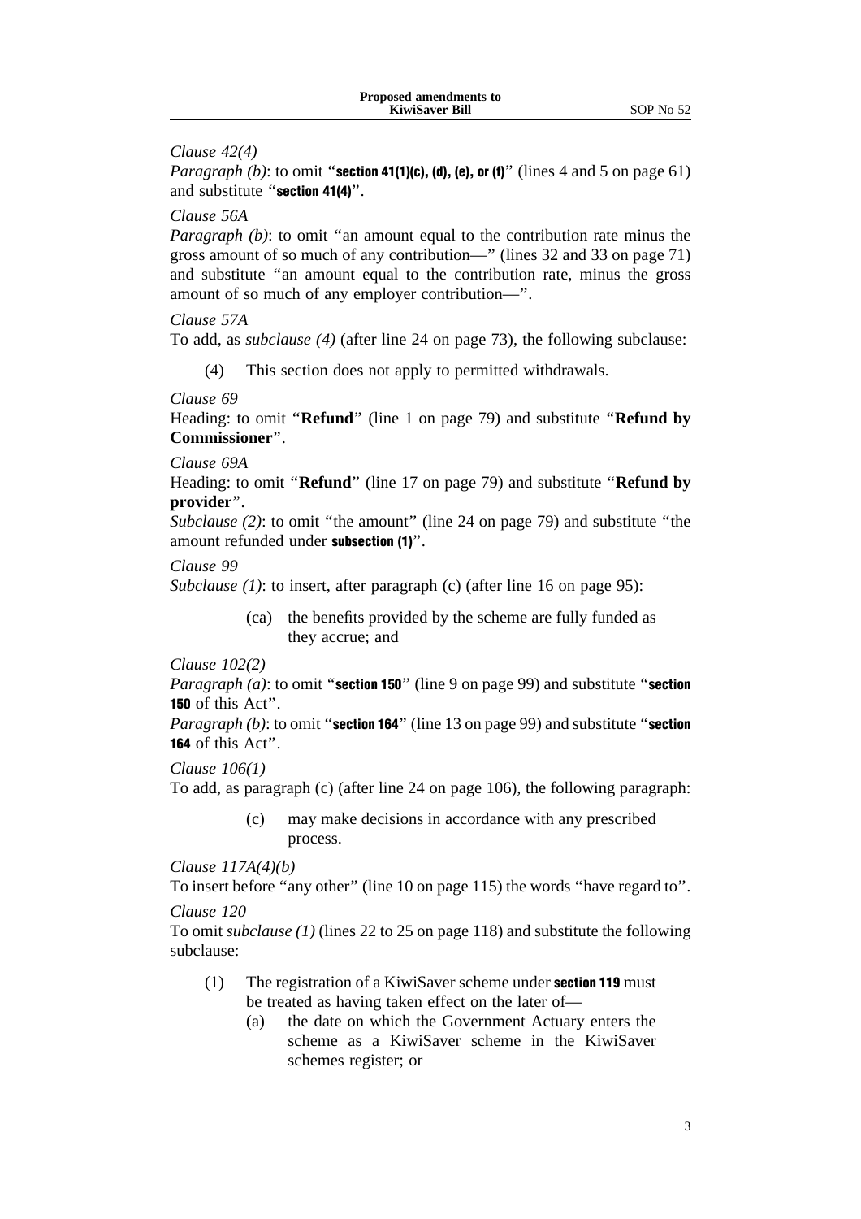*Clause 42(4)*

*Paragraph (b)*: to omit "**section 41(1)(c), (d), (e), or (f)**" (lines 4 and 5 on page 61) and substitute "**section 41(4)**".

*Clause 56A*

*Paragraph (b)*: to omit "an amount equal to the contribution rate minus the gross amount of so much of any contribution—" (lines 32 and 33 on page 71) and substitute "an amount equal to the contribution rate, minus the gross amount of so much of any employer contribution—".

*Clause 57A*

To add, as *subclause (4)* (after line 24 on page 73), the following subclause:

> (4) This section does not apply to permitted withdrawals.

*Clause 69*

Heading: to omit "**Refund**" (line 1 on page 79) and substitute "**Refund by Commissioner**".

*Clause 69A*

Heading: to omit "**Refund**" (line 17 on page 79) and substitute "**Refund by provider**".

*Subclause (2)*: to omit "the amount" (line 24 on page 79) and substitute "the amount refunded under **subsection (1)**".

*Clause 99*

*Subclause (1)*: to insert, after paragraph (c) (after line 16 on page 95):

> (ca) the benefits provided by the scheme are fully funded as they accrue; and

*Clause 102(2)*

*Paragraph (a)*: to omit "**section 150**" (line 9 on page 99) and substitute "**section 150** of this Act".

*Paragraph (b)*: to omit "**section 164**" (line 13 on page 99) and substitute "**section 164** of this Act".

*Clause 106(1)*

To add, as paragraph (c) (after line 24 on page 106), the following paragraph:

> (c) may make decisions in accordance with any prescribed process.

*Clause 117A(4)(b)*

To insert before "any other" (line 10 on page 115) the words "have regard to".

*Clause 120*

To omit *subclause (1)* (lines 22 to 25 on page 118) and substitute the following subclause:

> (1) The registration of a KiwiSaver scheme under **section 119** must be treated as having taken effect on the later of—
>
> (a) the date on which the Government Actuary enters the scheme as a KiwiSaver scheme in the KiwiSaver schemes register; or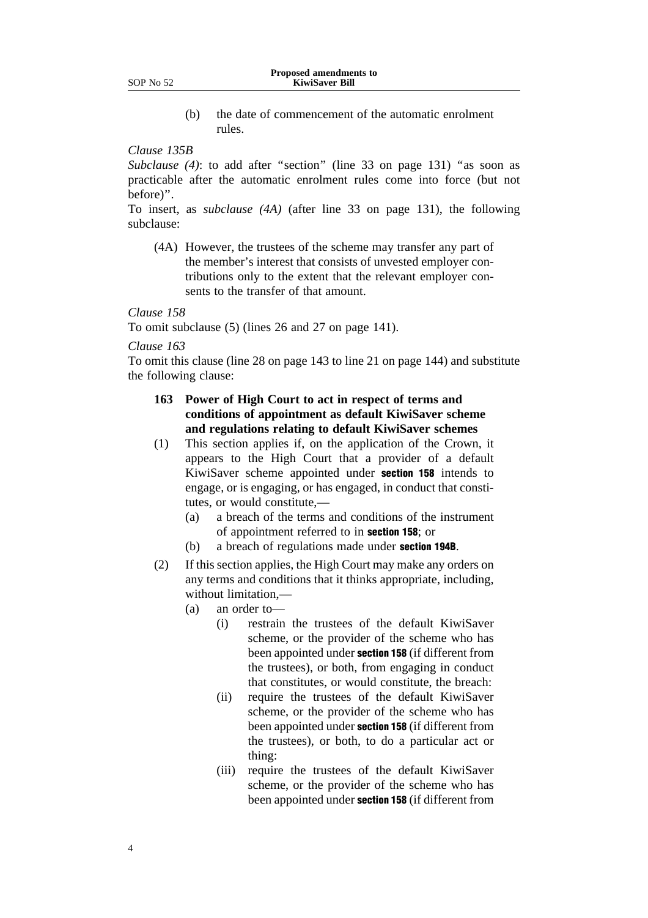(b) the date of commencement of the automatic enrolment rules.

*Clause 135B*

*Subclause (4)*: to add after "section" (line 33 on page 131) "as soon as practicable after the automatic enrolment rules come into force (but not before)".

To insert, as *subclause (4A)* (after line 33 on page 131), the following subclause:

(4A) However, the trustees of the scheme may transfer any part of the member's interest that consists of unvested employer contributions only to the extent that the relevant employer consents to the transfer of that amount.

*Clause 158*

To omit subclause (5) (lines 26 and 27 on page 141).

*Clause 163*

To omit this clause (line 28 on page 143 to line 21 on page 144) and substitute the following clause:

**163 Power of High Court to act in respect of terms and conditions of appointment as default KiwiSaver scheme and regulations relating to default KiwiSaver schemes**

(1) This section applies if, on the application of the Crown, it appears to the High Court that a provider of a default KiwiSaver scheme appointed under **section 158** intends to engage, or is engaging, or has engaged, in conduct that constitutes, or would constitute,—

- (a) a breach of the terms and conditions of the instrument of appointment referred to in **section 158**; or
- (b) a breach of regulations made under **section 194B**.

(2) If this section applies, the High Court may make any orders on any terms and conditions that it thinks appropriate, including, without limitation,—

- (a) an order to—
  - (i) restrain the trustees of the default KiwiSaver scheme, or the provider of the scheme who has been appointed under **section 158** (if different from the trustees), or both, from engaging in conduct that constitutes, or would constitute, the breach:
  - (ii) require the trustees of the default KiwiSaver scheme, or the provider of the scheme who has been appointed under **section 158** (if different from the trustees), or both, to do a particular act or thing:
  - (iii) require the trustees of the default KiwiSaver scheme, or the provider of the scheme who has been appointed under **section 158** (if different from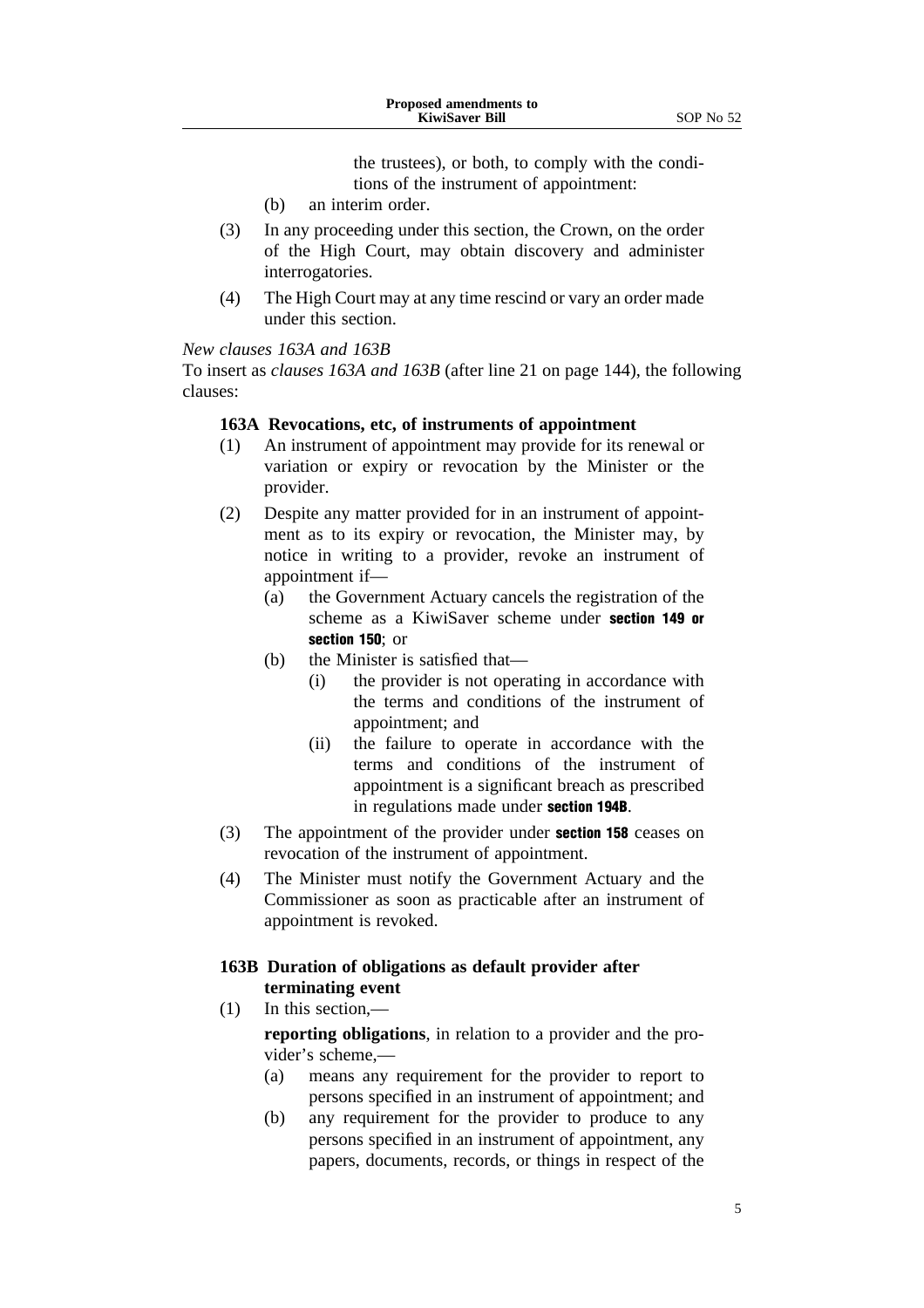the trustees), or both, to comply with the conditions of the instrument of appointment:

(b) an interim order.

(3) In any proceeding under this section, the Crown, on the order of the High Court, may obtain discovery and administer interrogatories.

(4) The High Court may at any time rescind or vary an order made under this section.

*New clauses 163A and 163B*

To insert as *clauses 163A and 163B* (after line 21 on page 144), the following clauses:

**163A Revocations, etc, of instruments of appointment**

(1) An instrument of appointment may provide for its renewal or variation or expiry or revocation by the Minister or the provider.

(2) Despite any matter provided for in an instrument of appointment as to its expiry or revocation, the Minister may, by notice in writing to a provider, revoke an instrument of appointment if—

(a) the Government Actuary cancels the registration of the scheme as a KiwiSaver scheme under **section 149 or section 150**; or

(b) the Minister is satisfied that—

(i) the provider is not operating in accordance with the terms and conditions of the instrument of appointment; and

(ii) the failure to operate in accordance with the terms and conditions of the instrument of appointment is a significant breach as prescribed in regulations made under **section 194B**.

(3) The appointment of the provider under **section 158** ceases on revocation of the instrument of appointment.

(4) The Minister must notify the Government Actuary and the Commissioner as soon as practicable after an instrument of appointment is revoked.

**163B Duration of obligations as default provider after terminating event**

(1) In this section,—

**reporting obligations**, in relation to a provider and the provider's scheme,—

(a) means any requirement for the provider to report to persons specified in an instrument of appointment; and

(b) any requirement for the provider to produce to any persons specified in an instrument of appointment, any papers, documents, records, or things in respect of the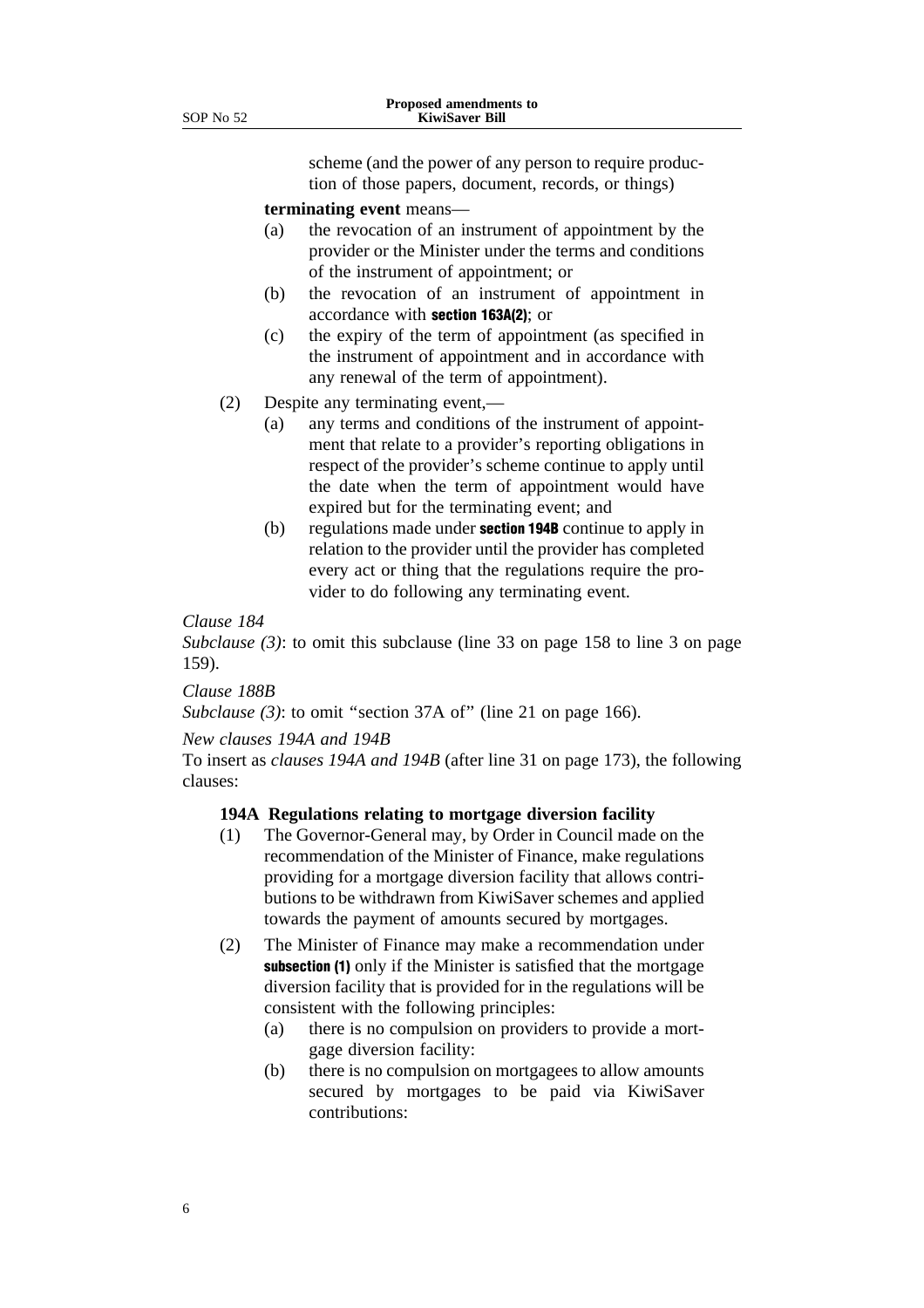scheme (and the power of any person to require production of those papers, document, records, or things)

**terminating event** means—

(a) the revocation of an instrument of appointment by the provider or the Minister under the terms and conditions of the instrument of appointment; or

(b) the revocation of an instrument of appointment in accordance with **section 163A(2)**; or

(c) the expiry of the term of appointment (as specified in the instrument of appointment and in accordance with any renewal of the term of appointment).

(2) Despite any terminating event,—

(a) any terms and conditions of the instrument of appointment that relate to a provider's reporting obligations in respect of the provider's scheme continue to apply until the date when the term of appointment would have expired but for the terminating event; and

(b) regulations made under **section 194B** continue to apply in relation to the provider until the provider has completed every act or thing that the regulations require the provider to do following any terminating event.

*Clause 184*

*Subclause (3)*: to omit this subclause (line 33 on page 158 to line 3 on page 159).

*Clause 188B*

*Subclause (3)*: to omit "section 37A of" (line 21 on page 166).

*New clauses 194A and 194B*

To insert as *clauses 194A and 194B* (after line 31 on page 173), the following clauses:

**194A Regulations relating to mortgage diversion facility**

(1) The Governor-General may, by Order in Council made on the recommendation of the Minister of Finance, make regulations providing for a mortgage diversion facility that allows contributions to be withdrawn from KiwiSaver schemes and applied towards the payment of amounts secured by mortgages.

(2) The Minister of Finance may make a recommendation under **subsection (1)** only if the Minister is satisfied that the mortgage diversion facility that is provided for in the regulations will be consistent with the following principles:

(a) there is no compulsion on providers to provide a mortgage diversion facility:

(b) there is no compulsion on mortgagees to allow amounts secured by mortgages to be paid via KiwiSaver contributions: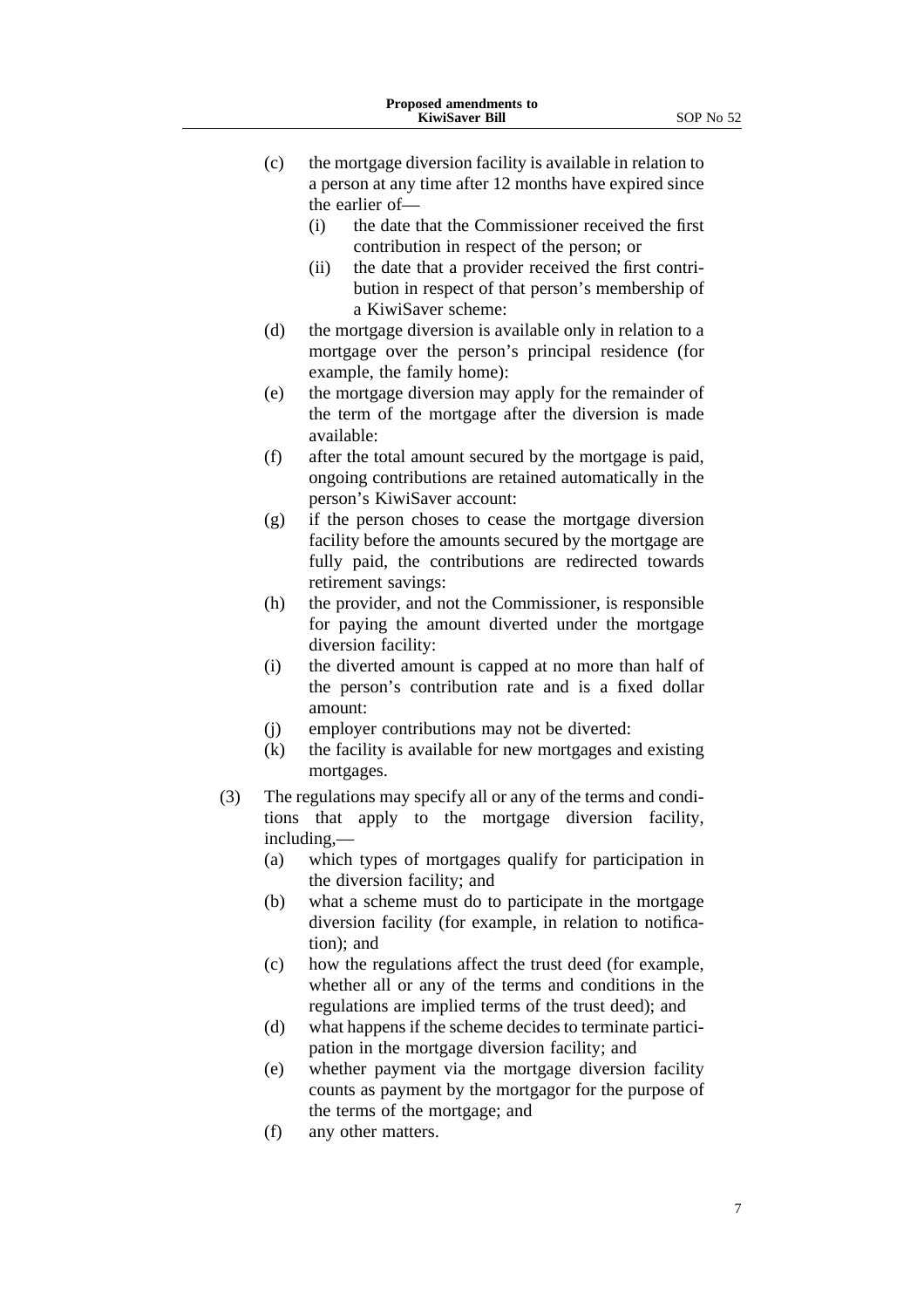(c) the mortgage diversion facility is available in relation to a person at any time after 12 months have expired since the earlier of—
   (i) the date that the Commissioner received the first contribution in respect of the person; or
   (ii) the date that a provider received the first contribution in respect of that person's membership of a KiwiSaver scheme:

(d) the mortgage diversion is available only in relation to a mortgage over the person's principal residence (for example, the family home):

(e) the mortgage diversion may apply for the remainder of the term of the mortgage after the diversion is made available:

(f) after the total amount secured by the mortgage is paid, ongoing contributions are retained automatically in the person's KiwiSaver account:

(g) if the person choses to cease the mortgage diversion facility before the amounts secured by the mortgage are fully paid, the contributions are redirected towards retirement savings:

(h) the provider, and not the Commissioner, is responsible for paying the amount diverted under the mortgage diversion facility:

(i) the diverted amount is capped at no more than half of the person's contribution rate and is a fixed dollar amount:

(j) employer contributions may not be diverted:

(k) the facility is available for new mortgages and existing mortgages.

(3) The regulations may specify all or any of the terms and conditions that apply to the mortgage diversion facility, including,—
   (a) which types of mortgages qualify for participation in the diversion facility; and
   (b) what a scheme must do to participate in the mortgage diversion facility (for example, in relation to notification); and
   (c) how the regulations affect the trust deed (for example, whether all or any of the terms and conditions in the regulations are implied terms of the trust deed); and
   (d) what happens if the scheme decides to terminate participation in the mortgage diversion facility; and
   (e) whether payment via the mortgage diversion facility counts as payment by the mortgagor for the purpose of the terms of the mortgage; and
   (f) any other matters.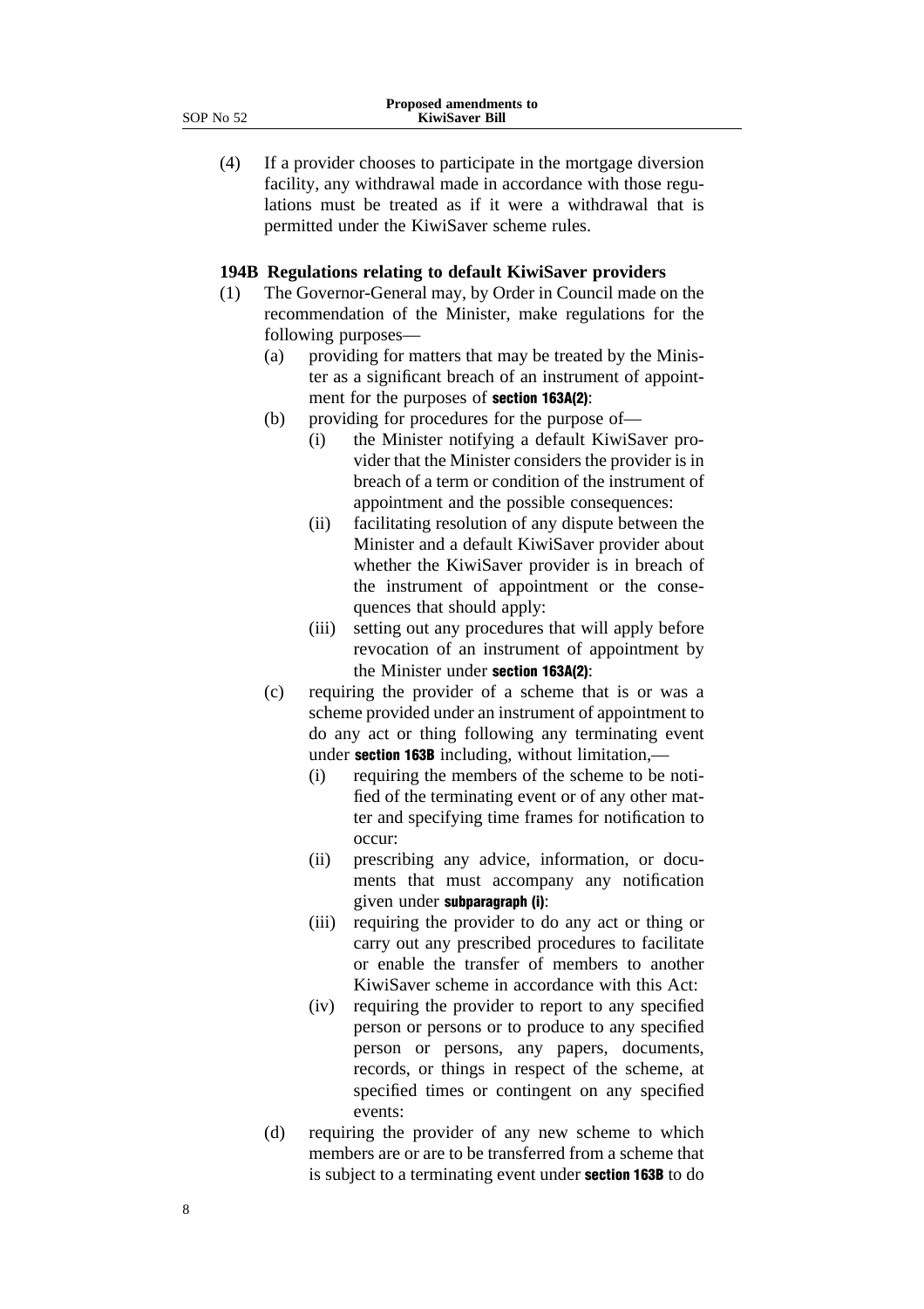(4) If a provider chooses to participate in the mortgage diversion facility, any withdrawal made in accordance with those regulations must be treated as if it were a withdrawal that is permitted under the KiwiSaver scheme rules.

**194B Regulations relating to default KiwiSaver providers**

(1) The Governor-General may, by Order in Council made on the recommendation of the Minister, make regulations for the following purposes—

   (a) providing for matters that may be treated by the Minister as a significant breach of an instrument of appointment for the purposes of **section 163A(2)**:

   (b) providing for procedures for the purpose of—

      (i) the Minister notifying a default KiwiSaver provider that the Minister considers the provider is in breach of a term or condition of the instrument of appointment and the possible consequences:

      (ii) facilitating resolution of any dispute between the Minister and a default KiwiSaver provider about whether the KiwiSaver provider is in breach of the instrument of appointment or the consequences that should apply:

      (iii) setting out any procedures that will apply before revocation of an instrument of appointment by the Minister under **section 163A(2)**:

   (c) requiring the provider of a scheme that is or was a scheme provided under an instrument of appointment to do any act or thing following any terminating event under **section 163B** including, without limitation,—

      (i) requiring the members of the scheme to be notified of the terminating event or of any other matter and specifying time frames for notification to occur:

      (ii) prescribing any advice, information, or documents that must accompany any notification given under **subparagraph (i)**:

      (iii) requiring the provider to do any act or thing or carry out any prescribed procedures to facilitate or enable the transfer of members to another KiwiSaver scheme in accordance with this Act:

      (iv) requiring the provider to report to any specified person or persons or to produce to any specified person or persons, any papers, documents, records, or things in respect of the scheme, at specified times or contingent on any specified events:

   (d) requiring the provider of any new scheme to which members are or are to be transferred from a scheme that is subject to a terminating event under **section 163B** to do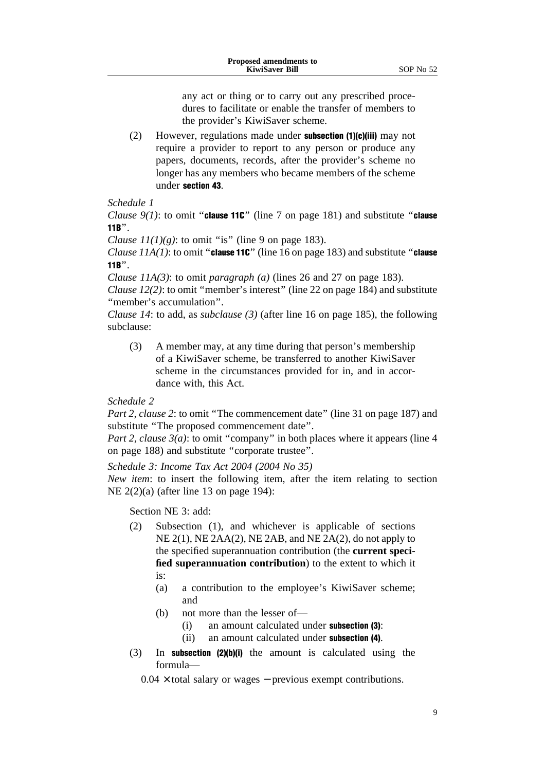any act or thing or to carry out any prescribed procedures to facilitate or enable the transfer of members to the provider's KiwiSaver scheme.

(2) However, regulations made under **subsection (1)(c)(iii)** may not require a provider to report to any person or produce any papers, documents, records, after the provider's scheme no longer has any members who became members of the scheme under **section 43**.

*Schedule 1*

*Clause 9(1)*: to omit "**clause 11C**" (line 7 on page 181) and substitute "**clause 11B**".

*Clause 11(1)(g)*: to omit "is" (line 9 on page 183).

*Clause 11A(1)*: to omit "**clause 11C**" (line 16 on page 183) and substitute "**clause 11B**".

*Clause 11A(3)*: to omit *paragraph (a)* (lines 26 and 27 on page 183).

*Clause 12(2)*: to omit "member's interest" (line 22 on page 184) and substitute "member's accumulation".

*Clause 14*: to add, as *subclause (3)* (after line 16 on page 185), the following subclause:

(3) A member may, at any time during that person's membership of a KiwiSaver scheme, be transferred to another KiwiSaver scheme in the circumstances provided for in, and in accordance with, this Act.

*Schedule 2*

*Part 2, clause 2*: to omit "The commencement date" (line 31 on page 187) and substitute "The proposed commencement date".

*Part 2, clause 3(a)*: to omit "company" in both places where it appears (line 4 on page 188) and substitute "corporate trustee".

*Schedule 3: Income Tax Act 2004 (2004 No 35)*

*New item*: to insert the following item, after the item relating to section NE 2(2)(a) (after line 13 on page 194):

Section NE 3: add:

(2) Subsection (1), and whichever is applicable of sections NE 2(1), NE 2AA(2), NE 2AB, and NE 2A(2), do not apply to the specified superannuation contribution (the **current specified superannuation contribution**) to the extent to which it is:

- (a) a contribution to the employee's KiwiSaver scheme; and
- (b) not more than the lesser of—
  - (i) an amount calculated under **subsection (3)**:
  - (ii) an amount calculated under **subsection (4)**.

(3) In **subsection (2)(b)(i)** the amount is calculated using the formula—

$$0.04 \times \text{total salary or wages} - \text{previous exempt contributions}.$$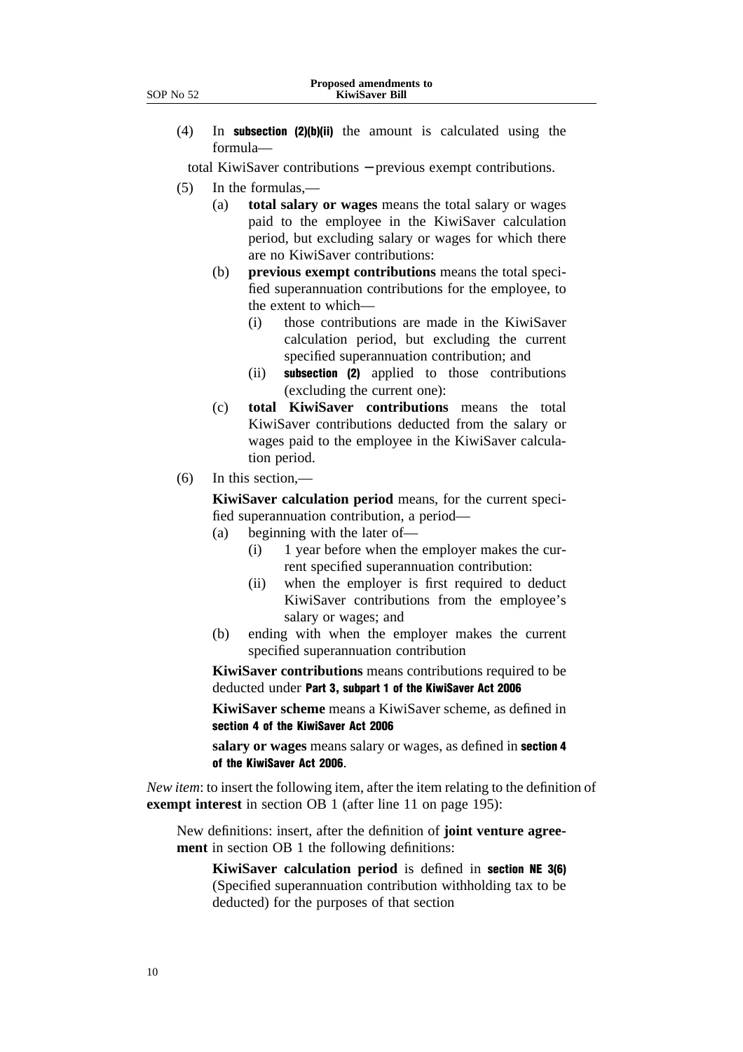(4) In **subsection (2)(b)(ii)** the amount is calculated using the formula—

total KiwiSaver contributions − previous exempt contributions.

(5) In the formulas,—

- (a) **total salary or wages** means the total salary or wages paid to the employee in the KiwiSaver calculation period, but excluding salary or wages for which there are no KiwiSaver contributions:
- (b) **previous exempt contributions** means the total specified superannuation contributions for the employee, to the extent to which—
  - (i) those contributions are made in the KiwiSaver calculation period, but excluding the current specified superannuation contribution; and
  - (ii) **subsection (2)** applied to those contributions (excluding the current one):
- (c) **total KiwiSaver contributions** means the total KiwiSaver contributions deducted from the salary or wages paid to the employee in the KiwiSaver calculation period.

(6) In this section,—

**KiwiSaver calculation period** means, for the current specified superannuation contribution, a period—

- (a) beginning with the later of—
  - (i) 1 year before when the employer makes the current specified superannuation contribution:
  - (ii) when the employer is first required to deduct KiwiSaver contributions from the employee's salary or wages; and
- (b) ending with when the employer makes the current specified superannuation contribution

**KiwiSaver contributions** means contributions required to be deducted under **Part 3, subpart 1 of the KiwiSaver Act 2006**

**KiwiSaver scheme** means a KiwiSaver scheme, as defined in **section 4 of the KiwiSaver Act 2006**

**salary or wages** means salary or wages, as defined in **section 4 of the KiwiSaver Act 2006**.

*New item*: to insert the following item, after the item relating to the definition of **exempt interest** in section OB 1 (after line 11 on page 195):

New definitions: insert, after the definition of **joint venture agreement** in section OB 1 the following definitions:

**KiwiSaver calculation period** is defined in **section NE 3(6)** (Specified superannuation contribution withholding tax to be deducted) for the purposes of that section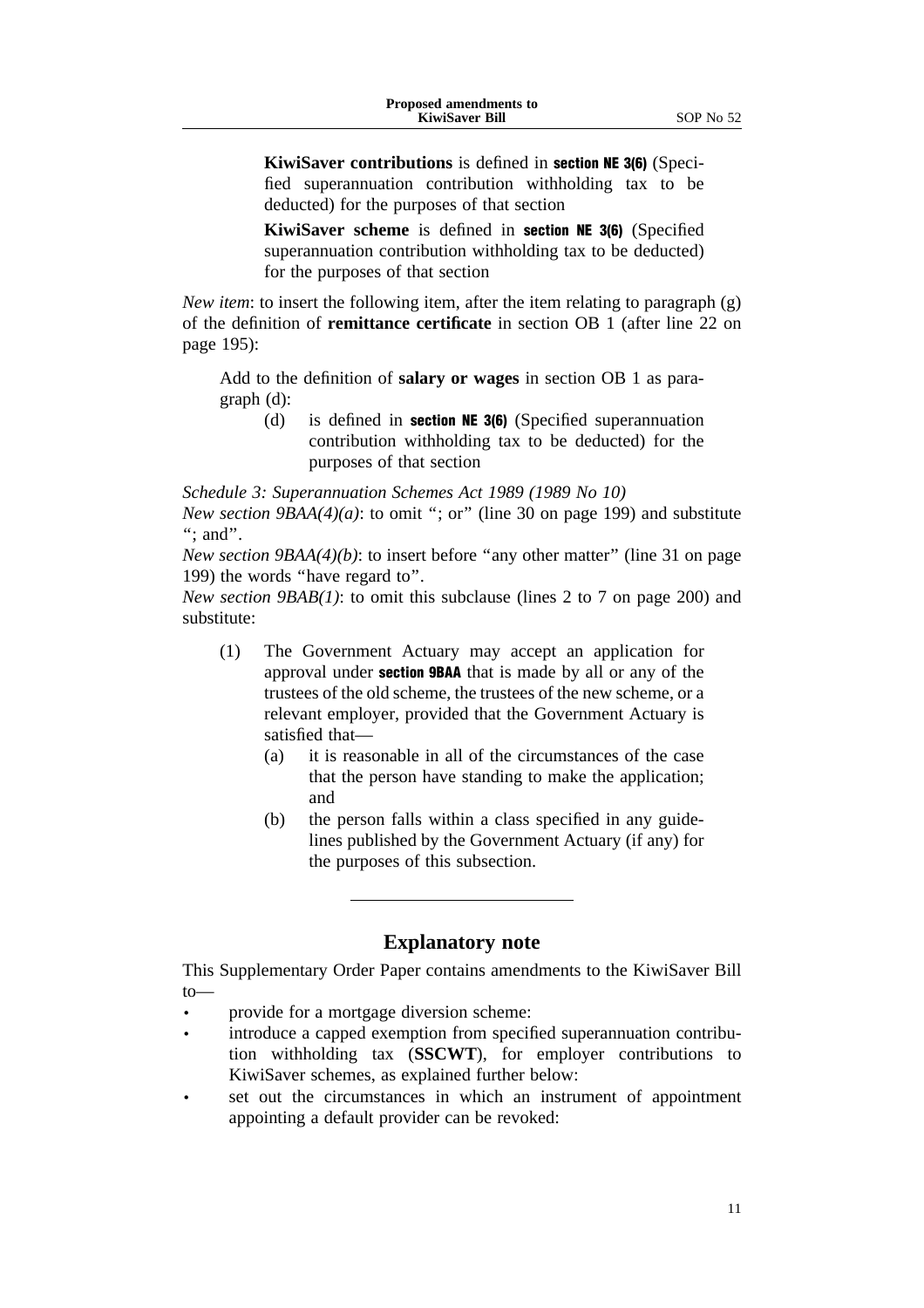**KiwiSaver contributions** is defined in **section NE 3(6)** (Specified superannuation contribution withholding tax to be deducted) for the purposes of that section

**KiwiSaver scheme** is defined in **section NE 3(6)** (Specified superannuation contribution withholding tax to be deducted) for the purposes of that section

*New item*: to insert the following item, after the item relating to paragraph (g) of the definition of **remittance certificate** in section OB 1 (after line 22 on page 195):

Add to the definition of **salary or wages** in section OB 1 as paragraph (d):

(d) is defined in **section NE 3(6)** (Specified superannuation contribution withholding tax to be deducted) for the purposes of that section

*Schedule 3: Superannuation Schemes Act 1989 (1989 No 10)*

*New section 9BAA(4)(a)*: to omit "; or" (line 30 on page 199) and substitute "; and".

*New section 9BAA(4)(b)*: to insert before "any other matter" (line 31 on page 199) the words "have regard to".

*New section 9BAB(1)*: to omit this subclause (lines 2 to 7 on page 200) and substitute:

(1) The Government Actuary may accept an application for approval under **section 9BAA** that is made by all or any of the trustees of the old scheme, the trustees of the new scheme, or a relevant employer, provided that the Government Actuary is satisfied that—

(a) it is reasonable in all of the circumstances of the case that the person have standing to make the application; and

(b) the person falls within a class specified in any guidelines published by the Government Actuary (if any) for the purposes of this subsection.

## Explanatory note

This Supplementary Order Paper contains amendments to the KiwiSaver Bill to—

- provide for a mortgage diversion scheme:
- introduce a capped exemption from specified superannuation contribution withholding tax (**SSCWT**), for employer contributions to KiwiSaver schemes, as explained further below:
- set out the circumstances in which an instrument of appointment appointing a default provider can be revoked: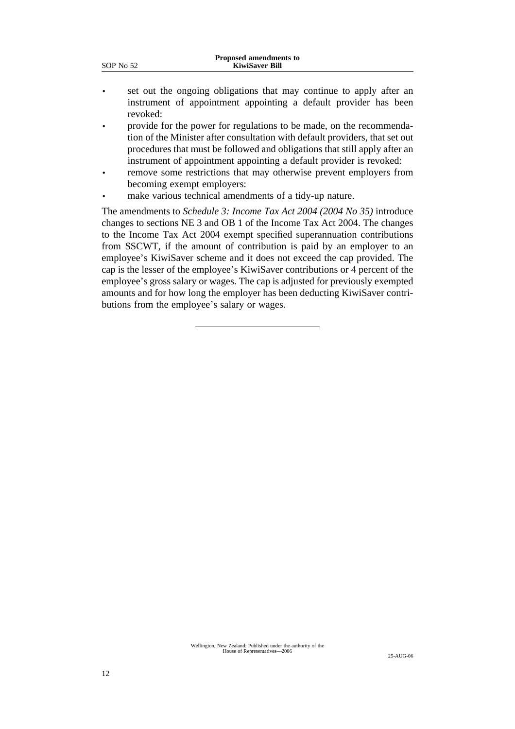- set out the ongoing obligations that may continue to apply after an instrument of appointment appointing a default provider has been revoked:
- provide for the power for regulations to be made, on the recommendation of the Minister after consultation with default providers, that set out procedures that must be followed and obligations that still apply after an instrument of appointment appointing a default provider is revoked:
- remove some restrictions that may otherwise prevent employers from becoming exempt employers:
- make various technical amendments of a tidy-up nature.

The amendments to *Schedule 3: Income Tax Act 2004 (2004 No 35)* introduce changes to sections NE 3 and OB 1 of the Income Tax Act 2004. The changes to the Income Tax Act 2004 exempt specified superannuation contributions from SSCWT, if the amount of contribution is paid by an employer to an employee's KiwiSaver scheme and it does not exceed the cap provided. The cap is the lesser of the employee's KiwiSaver contributions or 4 percent of the employee's gross salary or wages. The cap is adjusted for previously exempted amounts and for how long the employer has been deducting KiwiSaver contributions from the employee's salary or wages.

---

Wellington, New Zealand: Published under the authority of the House of Representatives—2006

25-AUG-06